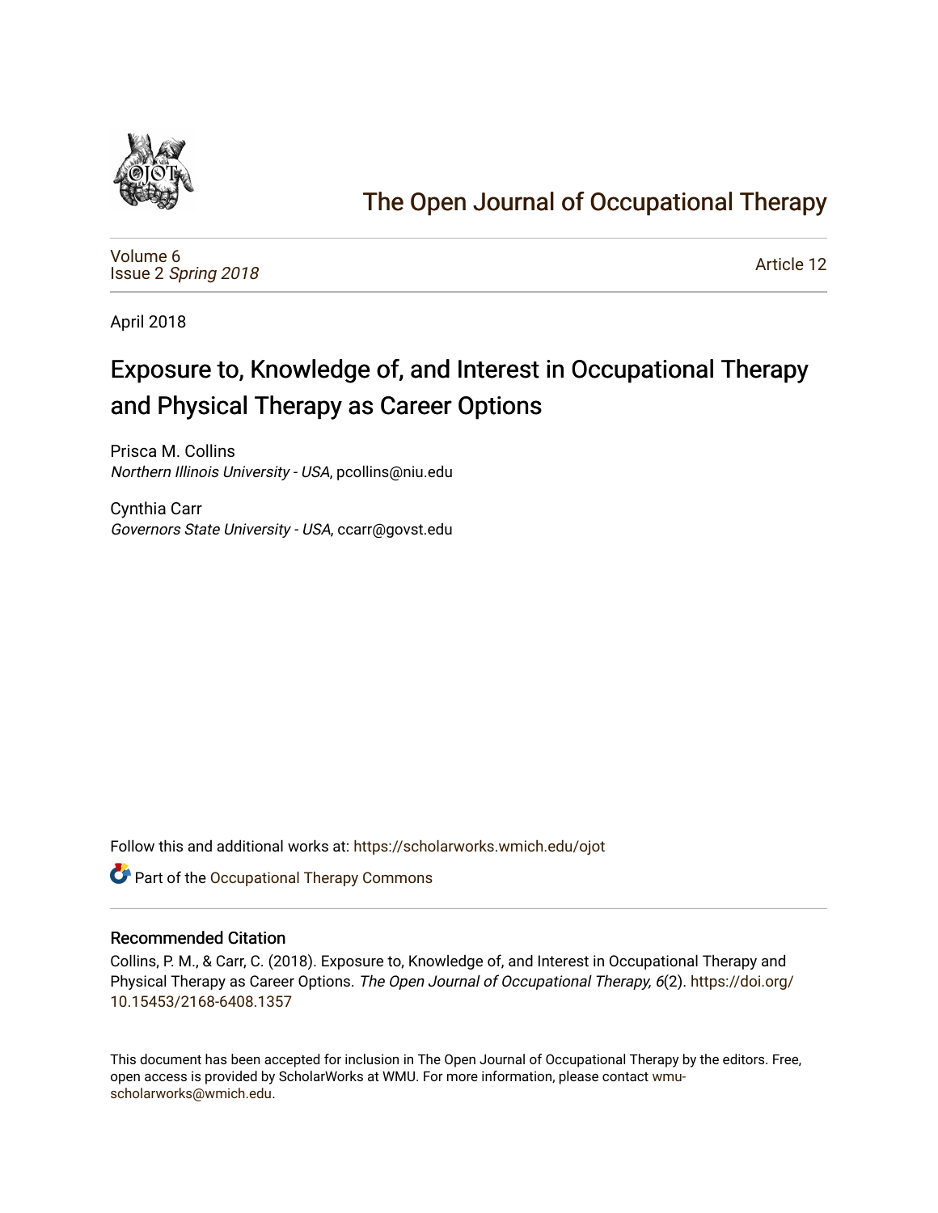# The Open Journal of Occupational Therapy

Volume 6
Issue 2 *Spring 2018*

Article 12

April 2018

## Exposure to, Knowledge of, and Interest in Occupational Therapy and Physical Therapy as Career Options

Prisca M. Collins
*Northern Illinois University - USA*, pcollins@niu.edu

Cynthia Carr
*Governors State University - USA*, ccarr@govst.edu

Follow this and additional works at: https://scholarworks.wmich.edu/ojot

Part of the Occupational Therapy Commons

### Recommended Citation

Collins, P. M., & Carr, C. (2018). Exposure to, Knowledge of, and Interest in Occupational Therapy and Physical Therapy as Career Options. *The Open Journal of Occupational Therapy, 6*(2). https://doi.org/10.15453/2168-6408.1357

This document has been accepted for inclusion in The Open Journal of Occupational Therapy by the editors. Free, open access is provided by ScholarWorks at WMU. For more information, please contact wmu-scholarworks@wmich.edu.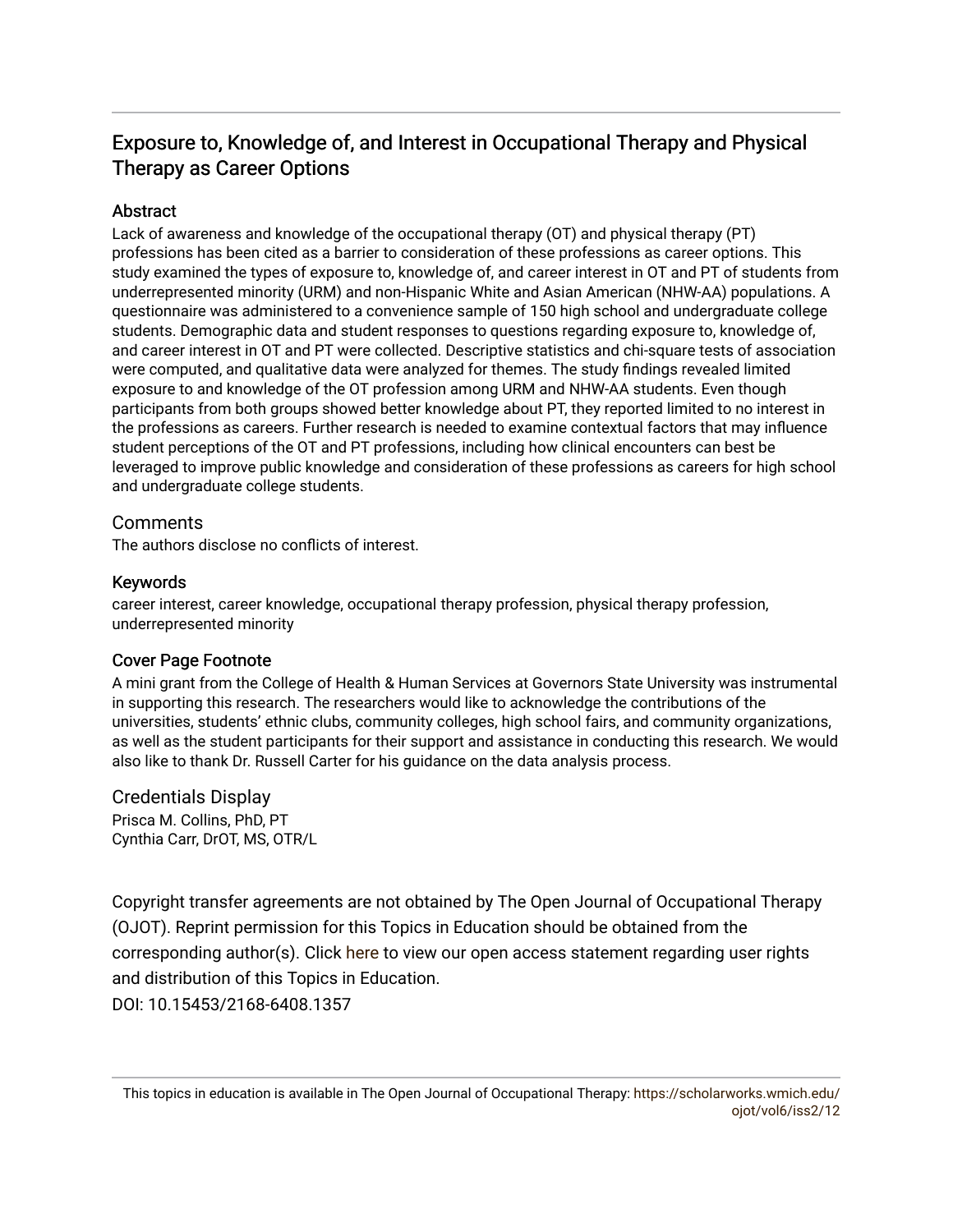# Exposure to, Knowledge of, and Interest in Occupational Therapy and Physical Therapy as Career Options

## Abstract

Lack of awareness and knowledge of the occupational therapy (OT) and physical therapy (PT) professions has been cited as a barrier to consideration of these professions as career options. This study examined the types of exposure to, knowledge of, and career interest in OT and PT of students from underrepresented minority (URM) and non-Hispanic White and Asian American (NHW-AA) populations. A questionnaire was administered to a convenience sample of 150 high school and undergraduate college students. Demographic data and student responses to questions regarding exposure to, knowledge of, and career interest in OT and PT were collected. Descriptive statistics and chi-square tests of association were computed, and qualitative data were analyzed for themes. The study findings revealed limited exposure to and knowledge of the OT profession among URM and NHW-AA students. Even though participants from both groups showed better knowledge about PT, they reported limited to no interest in the professions as careers. Further research is needed to examine contextual factors that may influence student perceptions of the OT and PT professions, including how clinical encounters can best be leveraged to improve public knowledge and consideration of these professions as careers for high school and undergraduate college students.

## Comments

The authors disclose no conflicts of interest.

## Keywords

career interest, career knowledge, occupational therapy profession, physical therapy profession, underrepresented minority

## Cover Page Footnote

A mini grant from the College of Health & Human Services at Governors State University was instrumental in supporting this research. The researchers would like to acknowledge the contributions of the universities, students' ethnic clubs, community colleges, high school fairs, and community organizations, as well as the student participants for their support and assistance in conducting this research. We would also like to thank Dr. Russell Carter for his guidance on the data analysis process.

## Credentials Display

Prisca M. Collins, PhD, PT
Cynthia Carr, DrOT, MS, OTR/L

Copyright transfer agreements are not obtained by The Open Journal of Occupational Therapy (OJOT). Reprint permission for this Topics in Education should be obtained from the corresponding author(s). Click here to view our open access statement regarding user rights and distribution of this Topics in Education.

DOI: 10.15453/2168-6408.1357

This topics in education is available in The Open Journal of Occupational Therapy: https://scholarworks.wmich.edu/ojot/vol6/iss2/12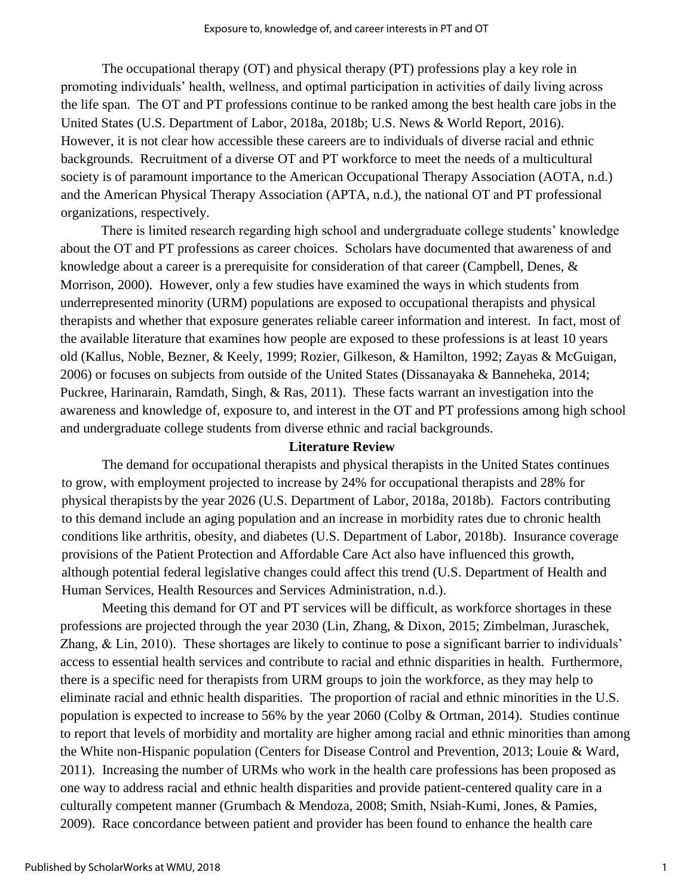The occupational therapy (OT) and physical therapy (PT) professions play a key role in promoting individuals' health, wellness, and optimal participation in activities of daily living across the life span. The OT and PT professions continue to be ranked among the best health care jobs in the United States (U.S. Department of Labor, 2018a, 2018b; U.S. News & World Report, 2016). However, it is not clear how accessible these careers are to individuals of diverse racial and ethnic backgrounds. Recruitment of a diverse OT and PT workforce to meet the needs of a multicultural society is of paramount importance to the American Occupational Therapy Association (AOTA, n.d.) and the American Physical Therapy Association (APTA, n.d.), the national OT and PT professional organizations, respectively.

There is limited research regarding high school and undergraduate college students' knowledge about the OT and PT professions as career choices. Scholars have documented that awareness of and knowledge about a career is a prerequisite for consideration of that career (Campbell, Denes, & Morrison, 2000). However, only a few studies have examined the ways in which students from underrepresented minority (URM) populations are exposed to occupational therapists and physical therapists and whether that exposure generates reliable career information and interest. In fact, most of the available literature that examines how people are exposed to these professions is at least 10 years old (Kallus, Noble, Bezner, & Keely, 1999; Rozier, Gilkeson, & Hamilton, 1992; Zayas & McGuigan, 2006) or focuses on subjects from outside of the United States (Dissanayaka & Banneheka, 2014; Puckree, Harinarain, Ramdath, Singh, & Ras, 2011). These facts warrant an investigation into the awareness and knowledge of, exposure to, and interest in the OT and PT professions among high school and undergraduate college students from diverse ethnic and racial backgrounds.

## Literature Review

The demand for occupational therapists and physical therapists in the United States continues to grow, with employment projected to increase by 24% for occupational therapists and 28% for physical therapists by the year 2026 (U.S. Department of Labor, 2018a, 2018b). Factors contributing to this demand include an aging population and an increase in morbidity rates due to chronic health conditions like arthritis, obesity, and diabetes (U.S. Department of Labor, 2018b). Insurance coverage provisions of the Patient Protection and Affordable Care Act also have influenced this growth, although potential federal legislative changes could affect this trend (U.S. Department of Health and Human Services, Health Resources and Services Administration, n.d.).

Meeting this demand for OT and PT services will be difficult, as workforce shortages in these professions are projected through the year 2030 (Lin, Zhang, & Dixon, 2015; Zimbelman, Juraschek, Zhang, & Lin, 2010). These shortages are likely to continue to pose a significant barrier to individuals' access to essential health services and contribute to racial and ethnic disparities in health. Furthermore, there is a specific need for therapists from URM groups to join the workforce, as they may help to eliminate racial and ethnic health disparities. The proportion of racial and ethnic minorities in the U.S. population is expected to increase to 56% by the year 2060 (Colby & Ortman, 2014). Studies continue to report that levels of morbidity and mortality are higher among racial and ethnic minorities than among the White non-Hispanic population (Centers for Disease Control and Prevention, 2013; Louie & Ward, 2011). Increasing the number of URMs who work in the health care professions has been proposed as one way to address racial and ethnic health disparities and provide patient-centered quality care in a culturally competent manner (Grumbach & Mendoza, 2008; Smith, Nsiah-Kumi, Jones, & Pamies, 2009). Race concordance between patient and provider has been found to enhance the health care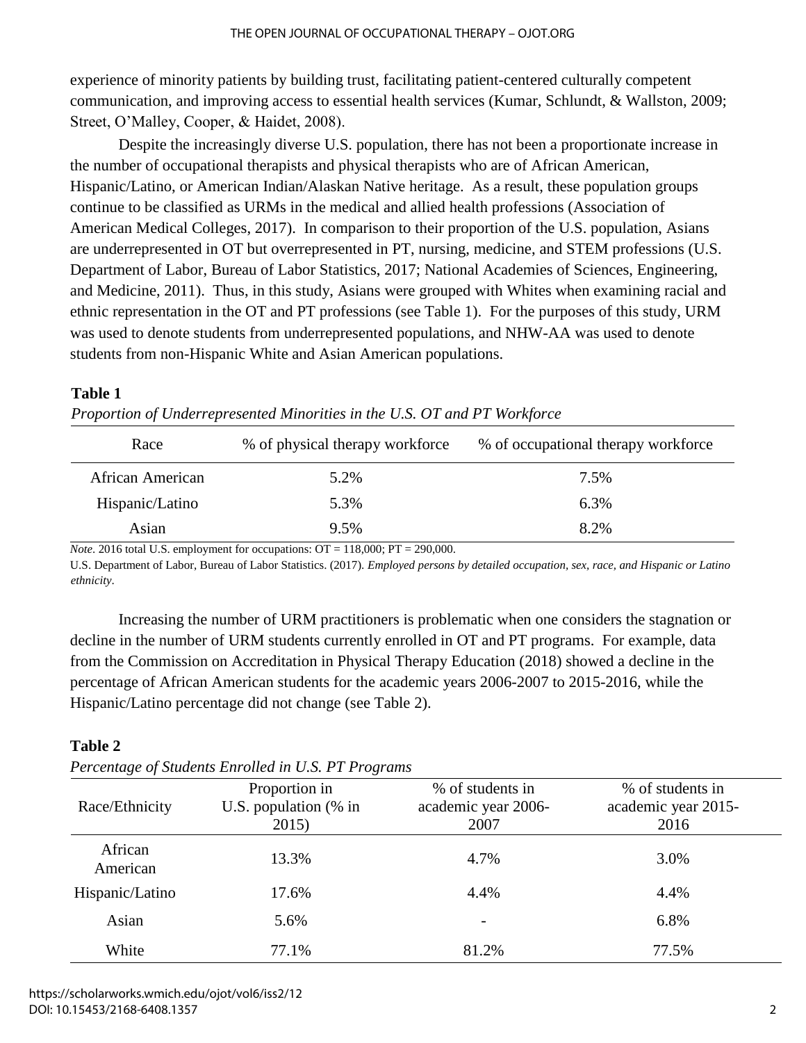experience of minority patients by building trust, facilitating patient-centered culturally competent communication, and improving access to essential health services (Kumar, Schlundt, & Wallston, 2009; Street, O'Malley, Cooper, & Haidet, 2008).

Despite the increasingly diverse U.S. population, there has not been a proportionate increase in the number of occupational therapists and physical therapists who are of African American, Hispanic/Latino, or American Indian/Alaskan Native heritage. As a result, these population groups continue to be classified as URMs in the medical and allied health professions (Association of American Medical Colleges, 2017). In comparison to their proportion of the U.S. population, Asians are underrepresented in OT but overrepresented in PT, nursing, medicine, and STEM professions (U.S. Department of Labor, Bureau of Labor Statistics, 2017; National Academies of Sciences, Engineering, and Medicine, 2011). Thus, in this study, Asians were grouped with Whites when examining racial and ethnic representation in the OT and PT professions (see Table 1). For the purposes of this study, URM was used to denote students from underrepresented populations, and NHW-AA was used to denote students from non-Hispanic White and Asian American populations.

**Table 1**

*Proportion of Underrepresented Minorities in the U.S. OT and PT Workforce*

| Race | % of physical therapy workforce | % of occupational therapy workforce |
|---|---|---|
| African American | 5.2% | 7.5% |
| Hispanic/Latino | 5.3% | 6.3% |
| Asian | 9.5% | 8.2% |

*Note*. 2016 total U.S. employment for occupations: OT = 118,000; PT = 290,000.
U.S. Department of Labor, Bureau of Labor Statistics. (2017). *Employed persons by detailed occupation, sex, race, and Hispanic or Latino ethnicity*.

Increasing the number of URM practitioners is problematic when one considers the stagnation or decline in the number of URM students currently enrolled in OT and PT programs. For example, data from the Commission on Accreditation in Physical Therapy Education (2018) showed a decline in the percentage of African American students for the academic years 2006-2007 to 2015-2016, while the Hispanic/Latino percentage did not change (see Table 2).

**Table 2**

*Percentage of Students Enrolled in U.S. PT Programs*

| Race/Ethnicity | Proportion in U.S. population (% in 2015) | % of students in academic year 2006-2007 | % of students in academic year 2015-2016 |
|---|---|---|---|
| African American | 13.3% | 4.7% | 3.0% |
| Hispanic/Latino | 17.6% | 4.4% | 4.4% |
| Asian | 5.6% | - | 6.8% |
| White | 77.1% | 81.2% | 77.5% |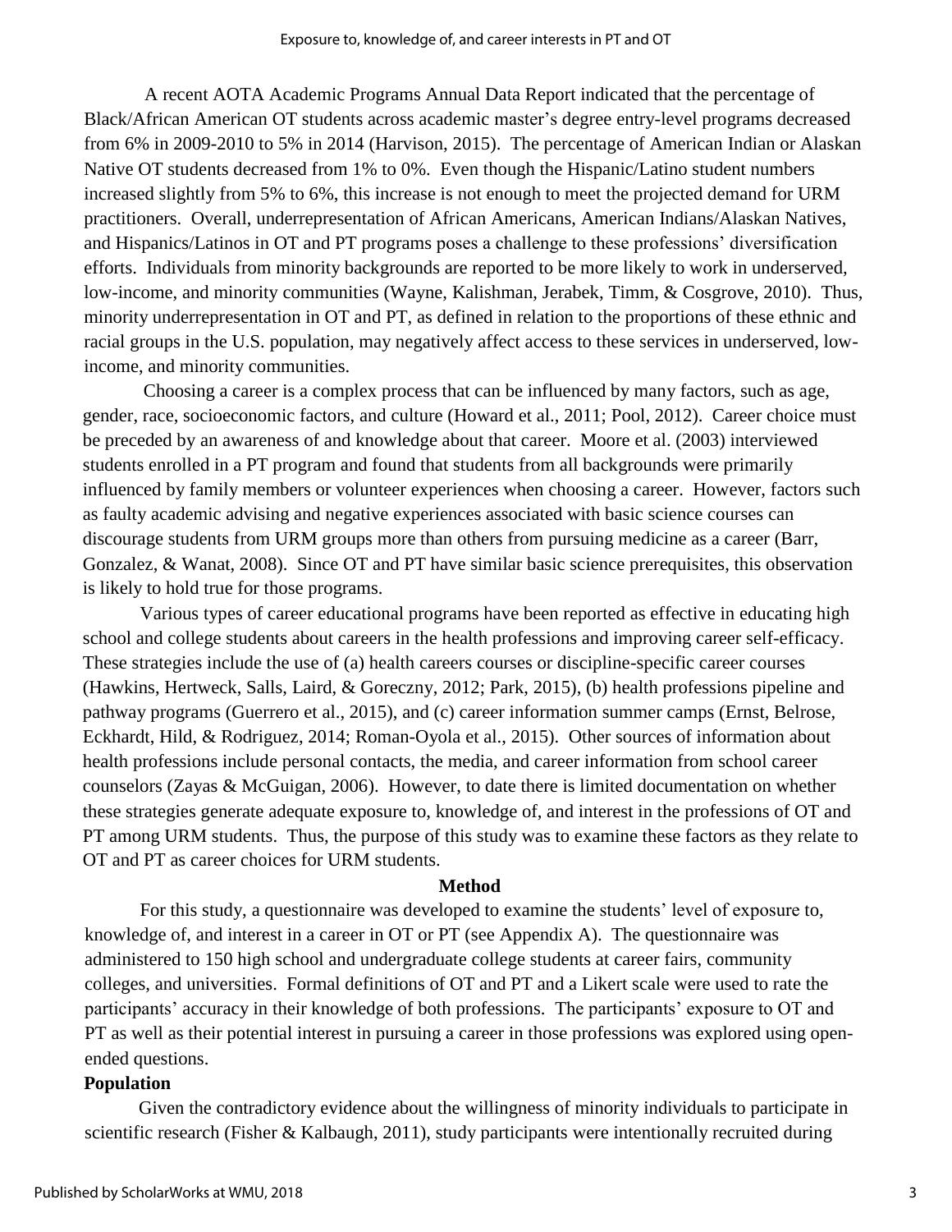A recent AOTA Academic Programs Annual Data Report indicated that the percentage of Black/African American OT students across academic master's degree entry-level programs decreased from 6% in 2009-2010 to 5% in 2014 (Harvison, 2015). The percentage of American Indian or Alaskan Native OT students decreased from 1% to 0%. Even though the Hispanic/Latino student numbers increased slightly from 5% to 6%, this increase is not enough to meet the projected demand for URM practitioners. Overall, underrepresentation of African Americans, American Indians/Alaskan Natives, and Hispanics/Latinos in OT and PT programs poses a challenge to these professions' diversification efforts. Individuals from minority backgrounds are reported to be more likely to work in underserved, low-income, and minority communities (Wayne, Kalishman, Jerabek, Timm, & Cosgrove, 2010). Thus, minority underrepresentation in OT and PT, as defined in relation to the proportions of these ethnic and racial groups in the U.S. population, may negatively affect access to these services in underserved, low-income, and minority communities.

Choosing a career is a complex process that can be influenced by many factors, such as age, gender, race, socioeconomic factors, and culture (Howard et al., 2011; Pool, 2012). Career choice must be preceded by an awareness of and knowledge about that career. Moore et al. (2003) interviewed students enrolled in a PT program and found that students from all backgrounds were primarily influenced by family members or volunteer experiences when choosing a career. However, factors such as faulty academic advising and negative experiences associated with basic science courses can discourage students from URM groups more than others from pursuing medicine as a career (Barr, Gonzalez, & Wanat, 2008). Since OT and PT have similar basic science prerequisites, this observation is likely to hold true for those programs.

Various types of career educational programs have been reported as effective in educating high school and college students about careers in the health professions and improving career self-efficacy. These strategies include the use of (a) health careers courses or discipline-specific career courses (Hawkins, Hertweck, Salls, Laird, & Goreczny, 2012; Park, 2015), (b) health professions pipeline and pathway programs (Guerrero et al., 2015), and (c) career information summer camps (Ernst, Belrose, Eckhardt, Hild, & Rodriguez, 2014; Roman-Oyola et al., 2015). Other sources of information about health professions include personal contacts, the media, and career information from school career counselors (Zayas & McGuigan, 2006). However, to date there is limited documentation on whether these strategies generate adequate exposure to, knowledge of, and interest in the professions of OT and PT among URM students. Thus, the purpose of this study was to examine these factors as they relate to OT and PT as career choices for URM students.

## Method

For this study, a questionnaire was developed to examine the students' level of exposure to, knowledge of, and interest in a career in OT or PT (see Appendix A). The questionnaire was administered to 150 high school and undergraduate college students at career fairs, community colleges, and universities. Formal definitions of OT and PT and a Likert scale were used to rate the participants' accuracy in their knowledge of both professions. The participants' exposure to OT and PT as well as their potential interest in pursuing a career in those professions was explored using open-ended questions.

### Population

Given the contradictory evidence about the willingness of minority individuals to participate in scientific research (Fisher & Kalbaugh, 2011), study participants were intentionally recruited during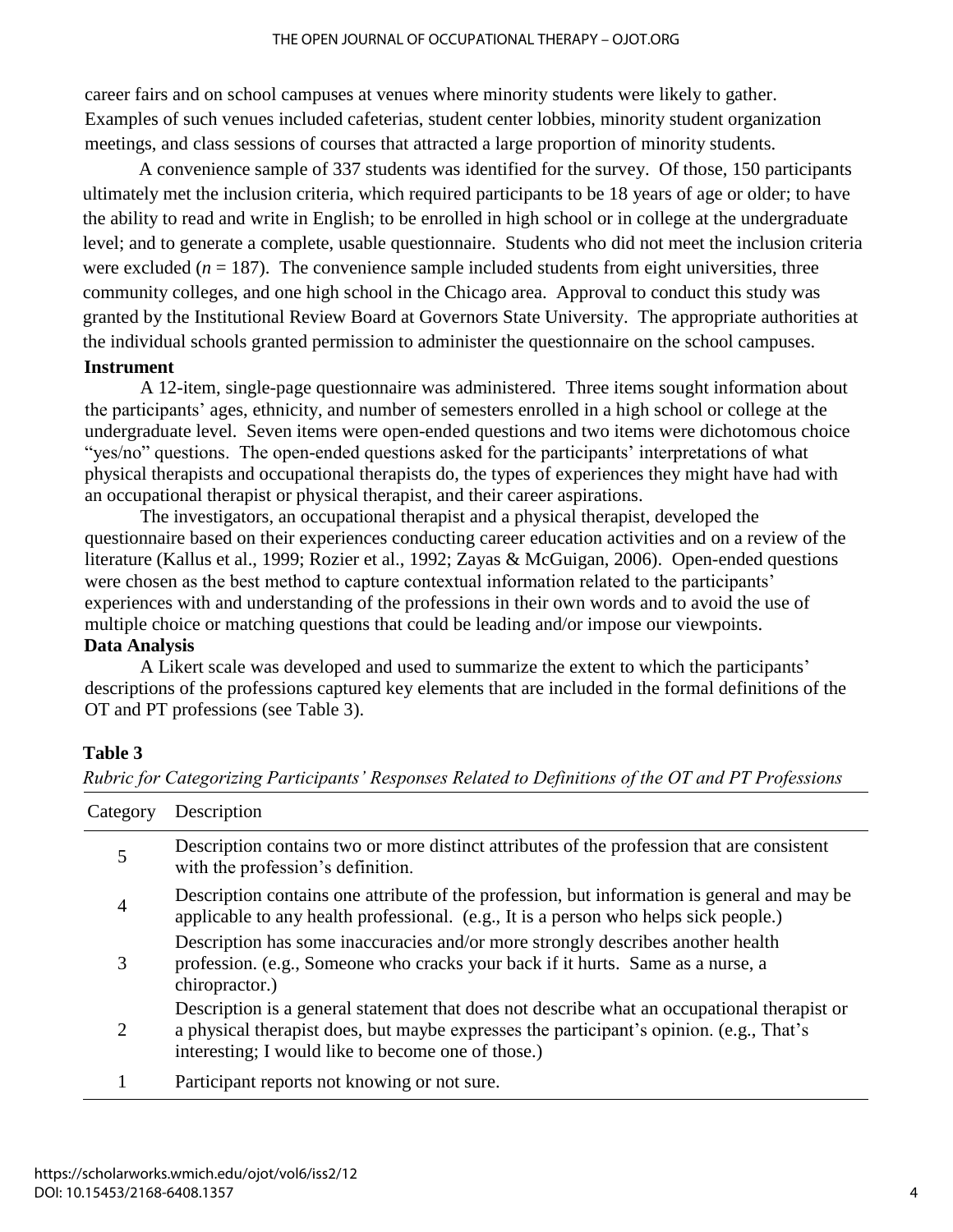career fairs and on school campuses at venues where minority students were likely to gather. Examples of such venues included cafeterias, student center lobbies, minority student organization meetings, and class sessions of courses that attracted a large proportion of minority students.

A convenience sample of 337 students was identified for the survey. Of those, 150 participants ultimately met the inclusion criteria, which required participants to be 18 years of age or older; to have the ability to read and write in English; to be enrolled in high school or in college at the undergraduate level; and to generate a complete, usable questionnaire. Students who did not meet the inclusion criteria were excluded ($n$ = 187). The convenience sample included students from eight universities, three community colleges, and one high school in the Chicago area. Approval to conduct this study was granted by the Institutional Review Board at Governors State University. The appropriate authorities at the individual schools granted permission to administer the questionnaire on the school campuses.

**Instrument**

A 12-item, single-page questionnaire was administered. Three items sought information about the participants' ages, ethnicity, and number of semesters enrolled in a high school or college at the undergraduate level. Seven items were open-ended questions and two items were dichotomous choice "yes/no" questions. The open-ended questions asked for the participants' interpretations of what physical therapists and occupational therapists do, the types of experiences they might have had with an occupational therapist or physical therapist, and their career aspirations.

The investigators, an occupational therapist and a physical therapist, developed the questionnaire based on their experiences conducting career education activities and on a review of the literature (Kallus et al., 1999; Rozier et al., 1992; Zayas & McGuigan, 2006). Open-ended questions were chosen as the best method to capture contextual information related to the participants' experiences with and understanding of the professions in their own words and to avoid the use of multiple choice or matching questions that could be leading and/or impose our viewpoints.

**Data Analysis**

A Likert scale was developed and used to summarize the extent to which the participants' descriptions of the professions captured key elements that are included in the formal definitions of the OT and PT professions (see Table 3).

**Table 3**

*Rubric for Categorizing Participants' Responses Related to Definitions of the OT and PT Professions*

| Category | Description |
|---|---|
| 5 | Description contains two or more distinct attributes of the profession that are consistent with the profession's definition. |
| 4 | Description contains one attribute of the profession, but information is general and may be applicable to any health professional. (e.g., It is a person who helps sick people.) |
| 3 | Description has some inaccuracies and/or more strongly describes another health profession. (e.g., Someone who cracks your back if it hurts. Same as a nurse, a chiropractor.) |
| 2 | Description is a general statement that does not describe what an occupational therapist or a physical therapist does, but maybe expresses the participant's opinion. (e.g., That's interesting; I would like to become one of those.) |
| 1 | Participant reports not knowing or not sure. |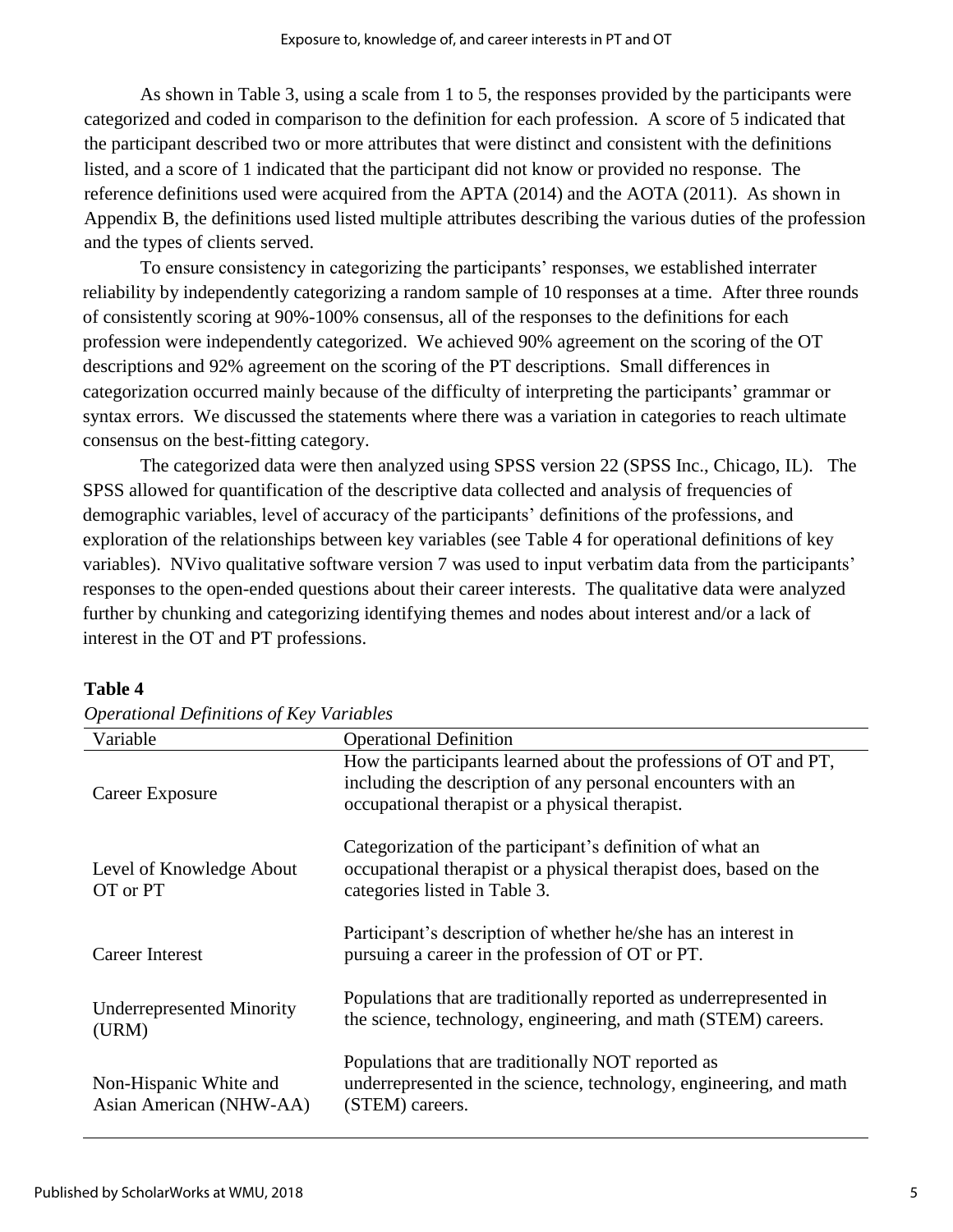As shown in Table 3, using a scale from 1 to 5, the responses provided by the participants were categorized and coded in comparison to the definition for each profession. A score of 5 indicated that the participant described two or more attributes that were distinct and consistent with the definitions listed, and a score of 1 indicated that the participant did not know or provided no response. The reference definitions used were acquired from the APTA (2014) and the AOTA (2011). As shown in Appendix B, the definitions used listed multiple attributes describing the various duties of the profession and the types of clients served.

To ensure consistency in categorizing the participants' responses, we established interrater reliability by independently categorizing a random sample of 10 responses at a time. After three rounds of consistently scoring at 90%-100% consensus, all of the responses to the definitions for each profession were independently categorized. We achieved 90% agreement on the scoring of the OT descriptions and 92% agreement on the scoring of the PT descriptions. Small differences in categorization occurred mainly because of the difficulty of interpreting the participants' grammar or syntax errors. We discussed the statements where there was a variation in categories to reach ultimate consensus on the best-fitting category.

The categorized data were then analyzed using SPSS version 22 (SPSS Inc., Chicago, IL). The SPSS allowed for quantification of the descriptive data collected and analysis of frequencies of demographic variables, level of accuracy of the participants' definitions of the professions, and exploration of the relationships between key variables (see Table 4 for operational definitions of key variables). NVivo qualitative software version 7 was used to input verbatim data from the participants' responses to the open-ended questions about their career interests. The qualitative data were analyzed further by chunking and categorizing identifying themes and nodes about interest and/or a lack of interest in the OT and PT professions.

**Table 4**

*Operational Definitions of Key Variables*

| Variable | Operational Definition |
|---|---|
| Career Exposure | How the participants learned about the professions of OT and PT, including the description of any personal encounters with an occupational therapist or a physical therapist. |
| Level of Knowledge About OT or PT | Categorization of the participant's definition of what an occupational therapist or a physical therapist does, based on the categories listed in Table 3. |
| Career Interest | Participant's description of whether he/she has an interest in pursuing a career in the profession of OT or PT. |
| Underrepresented Minority (URM) | Populations that are traditionally reported as underrepresented in the science, technology, engineering, and math (STEM) careers. |
| Non-Hispanic White and Asian American (NHW-AA) | Populations that are traditionally NOT reported as underrepresented in the science, technology, engineering, and math (STEM) careers. |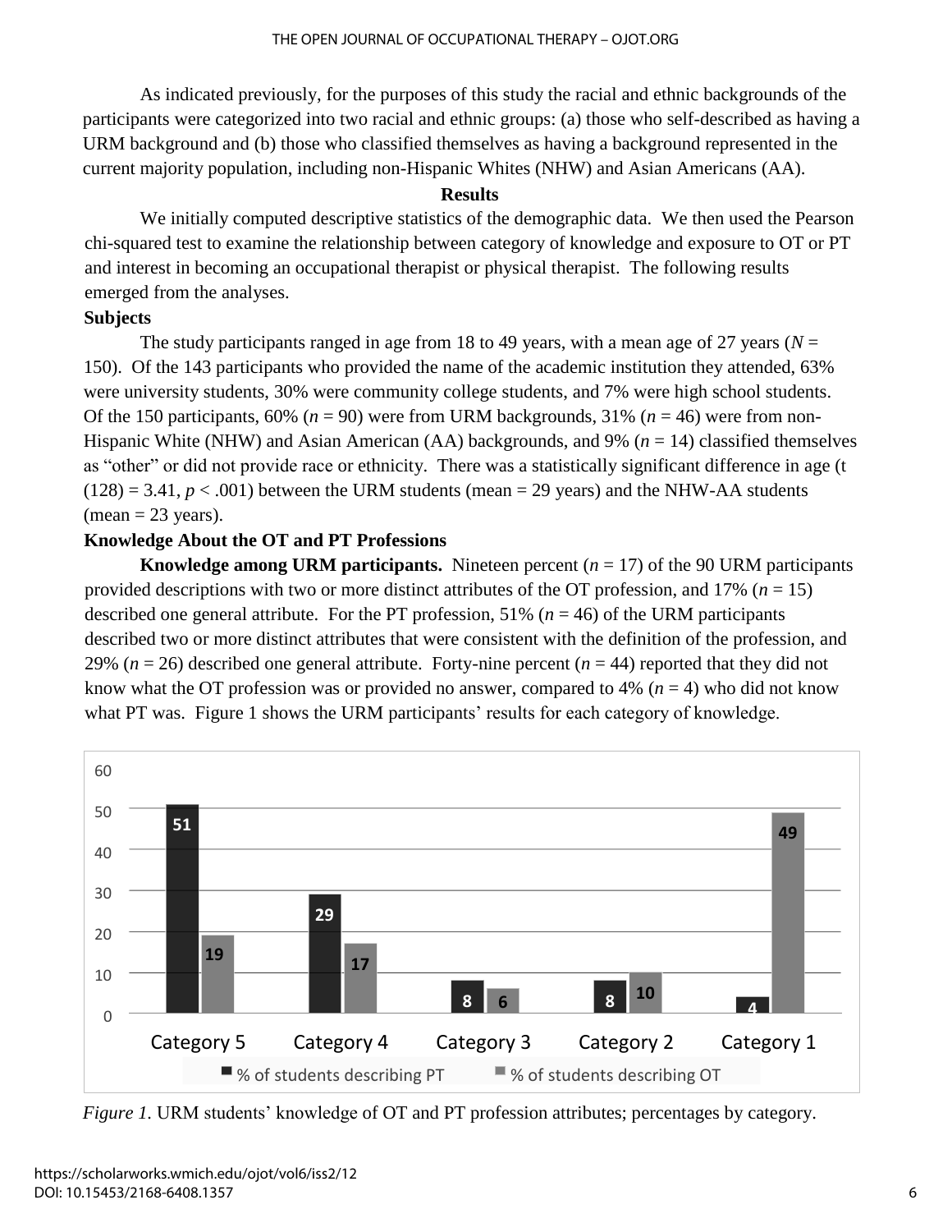As indicated previously, for the purposes of this study the racial and ethnic backgrounds of the participants were categorized into two racial and ethnic groups: (a) those who self-described as having a URM background and (b) those who classified themselves as having a background represented in the current majority population, including non-Hispanic Whites (NHW) and Asian Americans (AA).

## Results

We initially computed descriptive statistics of the demographic data. We then used the Pearson chi-squared test to examine the relationship between category of knowledge and exposure to OT or PT and interest in becoming an occupational therapist or physical therapist. The following results emerged from the analyses.

### Subjects

The study participants ranged in age from 18 to 49 years, with a mean age of 27 years ($N$ = 150). Of the 143 participants who provided the name of the academic institution they attended, 63% were university students, 30% were community college students, and 7% were high school students. Of the 150 participants, 60% ($n$ = 90) were from URM backgrounds, 31% ($n$ = 46) were from non-Hispanic White (NHW) and Asian American (AA) backgrounds, and 9% ($n$ = 14) classified themselves as "other" or did not provide race or ethnicity. There was a statistically significant difference in age ($t(128) = 3.41$, $p < .001$) between the URM students (mean = 29 years) and the NHW-AA students (mean = 23 years).

### Knowledge About the OT and PT Professions

**Knowledge among URM participants.** Nineteen percent ($n$ = 17) of the 90 URM participants provided descriptions with two or more distinct attributes of the OT profession, and 17% ($n$ = 15) described one general attribute. For the PT profession, 51% ($n$ = 46) of the URM participants described two or more distinct attributes that were consistent with the definition of the profession, and 29% ($n$ = 26) described one general attribute. Forty-nine percent ($n$ = 44) reported that they did not know what the OT profession was or provided no answer, compared to 4% ($n$ = 4) who did not know what PT was. Figure 1 shows the URM participants' results for each category of knowledge.

| | Category 5 | Category 4 | Category 3 | Category 2 | Category 1 |
|---|---|---|---|---|---|
| % of students describing PT | 51 | 29 | 8 | 8 | 4 |
| % of students describing OT | 19 | 17 | 6 | 10 | 49 |

*Figure 1.* URM students' knowledge of OT and PT profession attributes; percentages by category.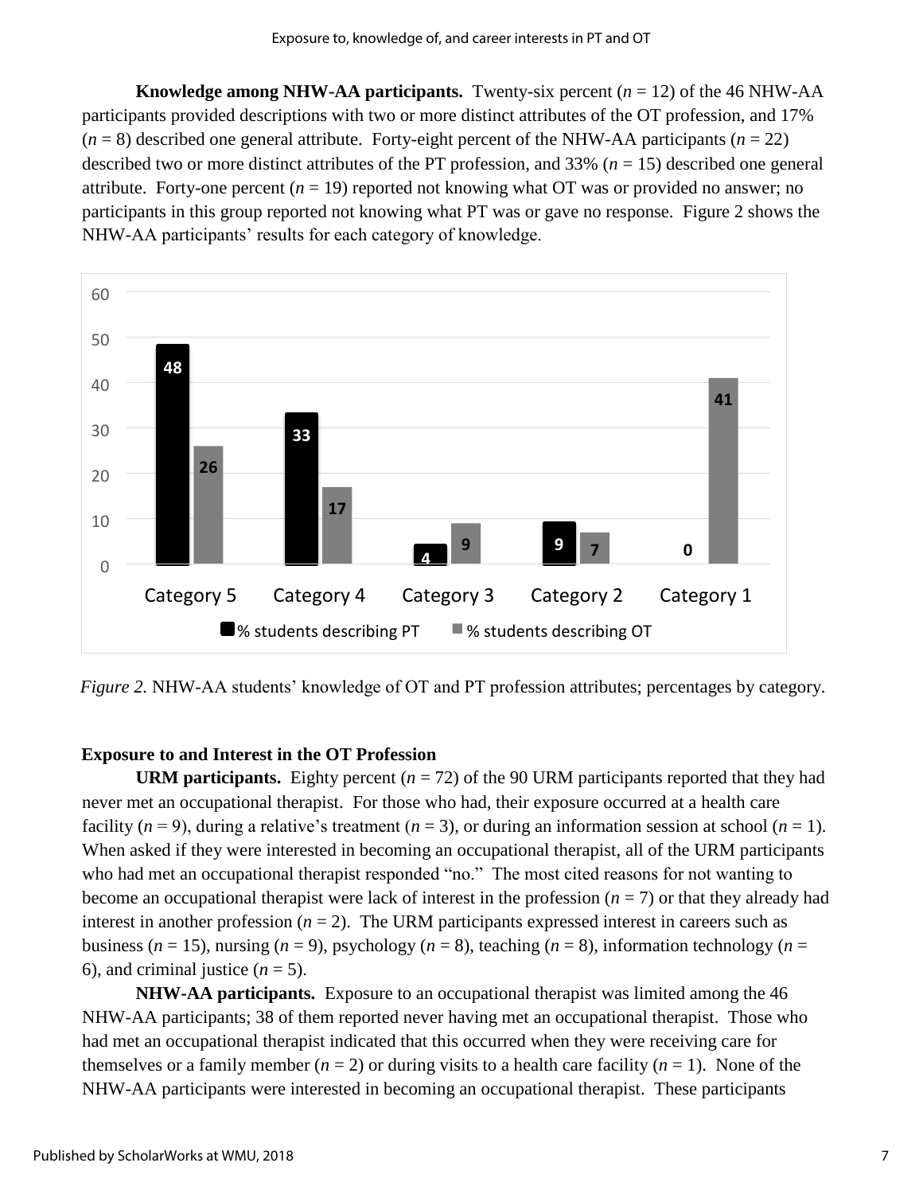**Knowledge among NHW-AA participants.** Twenty-six percent ($n$ = 12) of the 46 NHW-AA participants provided descriptions with two or more distinct attributes of the OT profession, and 17% ($n$ = 8) described one general attribute. Forty-eight percent of the NHW-AA participants ($n$ = 22) described two or more distinct attributes of the PT profession, and 33% ($n$ = 15) described one general attribute. Forty-one percent ($n$ = 19) reported not knowing what OT was or provided no answer; no participants in this group reported not knowing what PT was or gave no response. Figure 2 shows the NHW-AA participants' results for each category of knowledge.

| | Category 5 | Category 4 | Category 3 | Category 2 | Category 1 |
|---|---|---|---|---|---|
| % students describing PT | 48 | 33 | 4 | 9 | 0 |
| % students describing OT | 26 | 17 | 9 | 7 | 41 |

*Figure 2.* NHW-AA students' knowledge of OT and PT profession attributes; percentages by category.

### Exposure to and Interest in the OT Profession

**URM participants.** Eighty percent ($n$ = 72) of the 90 URM participants reported that they had never met an occupational therapist. For those who had, their exposure occurred at a health care facility ($n$ = 9), during a relative's treatment ($n$ = 3), or during an information session at school ($n$ = 1). When asked if they were interested in becoming an occupational therapist, all of the URM participants who had met an occupational therapist responded "no." The most cited reasons for not wanting to become an occupational therapist were lack of interest in the profession ($n$ = 7) or that they already had interest in another profession ($n$ = 2). The URM participants expressed interest in careers such as business ($n$ = 15), nursing ($n$ = 9), psychology ($n$ = 8), teaching ($n$ = 8), information technology ($n$ = 6), and criminal justice ($n$ = 5).

**NHW-AA participants.** Exposure to an occupational therapist was limited among the 46 NHW-AA participants; 38 of them reported never having met an occupational therapist. Those who had met an occupational therapist indicated that this occurred when they were receiving care for themselves or a family member ($n$ = 2) or during visits to a health care facility ($n$ = 1). None of the NHW-AA participants were interested in becoming an occupational therapist. These participants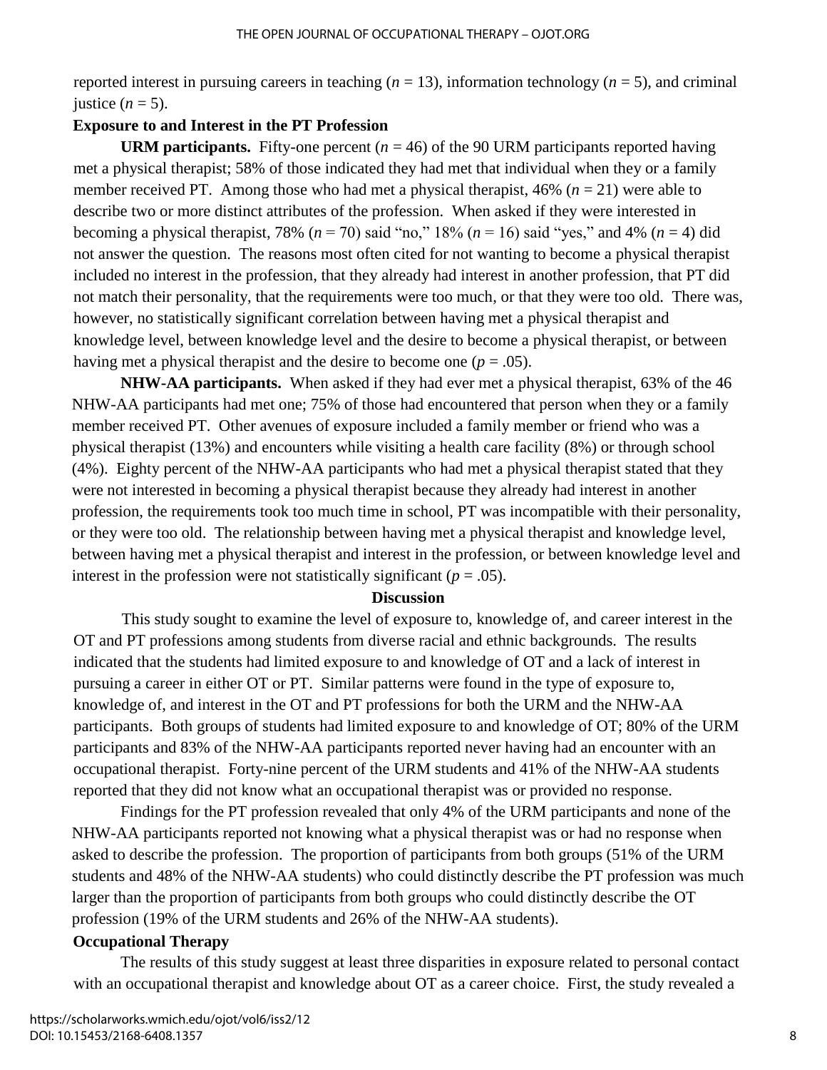reported interest in pursuing careers in teaching (*n* = 13), information technology (*n* = 5), and criminal justice (*n* = 5).

**Exposure to and Interest in the PT Profession**

**URM participants.** Fifty-one percent (*n* = 46) of the 90 URM participants reported having met a physical therapist; 58% of those indicated they had met that individual when they or a family member received PT. Among those who had met a physical therapist, 46% (*n* = 21) were able to describe two or more distinct attributes of the profession. When asked if they were interested in becoming a physical therapist, 78% (*n* = 70) said "no," 18% (*n* = 16) said "yes," and 4% (*n* = 4) did not answer the question. The reasons most often cited for not wanting to become a physical therapist included no interest in the profession, that they already had interest in another profession, that PT did not match their personality, that the requirements were too much, or that they were too old. There was, however, no statistically significant correlation between having met a physical therapist and knowledge level, between knowledge level and the desire to become a physical therapist, or between having met a physical therapist and the desire to become one ($p = .05$).

**NHW-AA participants.** When asked if they had ever met a physical therapist, 63% of the 46 NHW-AA participants had met one; 75% of those had encountered that person when they or a family member received PT. Other avenues of exposure included a family member or friend who was a physical therapist (13%) and encounters while visiting a health care facility (8%) or through school (4%). Eighty percent of the NHW-AA participants who had met a physical therapist stated that they were not interested in becoming a physical therapist because they already had interest in another profession, the requirements took too much time in school, PT was incompatible with their personality, or they were too old. The relationship between having met a physical therapist and knowledge level, between having met a physical therapist and interest in the profession, or between knowledge level and interest in the profession were not statistically significant ($p = .05$).

## Discussion

This study sought to examine the level of exposure to, knowledge of, and career interest in the OT and PT professions among students from diverse racial and ethnic backgrounds. The results indicated that the students had limited exposure to and knowledge of OT and a lack of interest in pursuing a career in either OT or PT. Similar patterns were found in the type of exposure to, knowledge of, and interest in the OT and PT professions for both the URM and the NHW-AA participants. Both groups of students had limited exposure to and knowledge of OT; 80% of the URM participants and 83% of the NHW-AA participants reported never having had an encounter with an occupational therapist. Forty-nine percent of the URM students and 41% of the NHW-AA students reported that they did not know what an occupational therapist was or provided no response.

Findings for the PT profession revealed that only 4% of the URM participants and none of the NHW-AA participants reported not knowing what a physical therapist was or had no response when asked to describe the profession. The proportion of participants from both groups (51% of the URM students and 48% of the NHW-AA students) who could distinctly describe the PT profession was much larger than the proportion of participants from both groups who could distinctly describe the OT profession (19% of the URM students and 26% of the NHW-AA students).

### Occupational Therapy

The results of this study suggest at least three disparities in exposure related to personal contact with an occupational therapist and knowledge about OT as a career choice. First, the study revealed a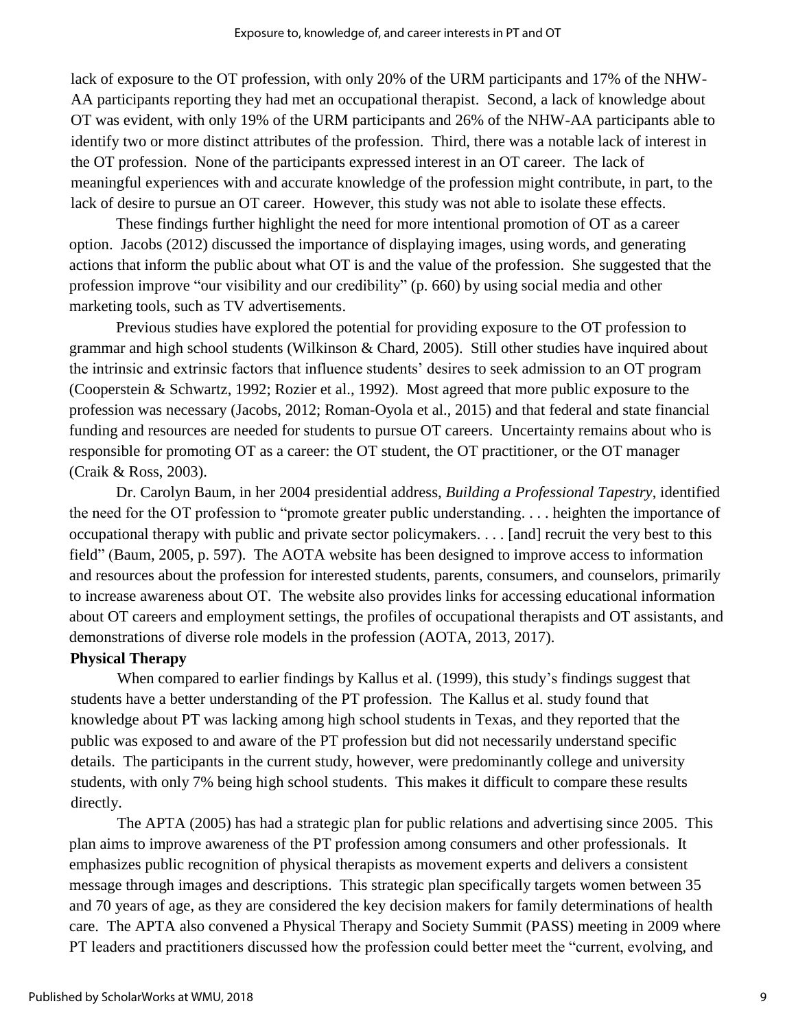lack of exposure to the OT profession, with only 20% of the URM participants and 17% of the NHW-AA participants reporting they had met an occupational therapist. Second, a lack of knowledge about OT was evident, with only 19% of the URM participants and 26% of the NHW-AA participants able to identify two or more distinct attributes of the profession. Third, there was a notable lack of interest in the OT profession. None of the participants expressed interest in an OT career. The lack of meaningful experiences with and accurate knowledge of the profession might contribute, in part, to the lack of desire to pursue an OT career. However, this study was not able to isolate these effects.

These findings further highlight the need for more intentional promotion of OT as a career option. Jacobs (2012) discussed the importance of displaying images, using words, and generating actions that inform the public about what OT is and the value of the profession. She suggested that the profession improve "our visibility and our credibility" (p. 660) by using social media and other marketing tools, such as TV advertisements.

Previous studies have explored the potential for providing exposure to the OT profession to grammar and high school students (Wilkinson & Chard, 2005). Still other studies have inquired about the intrinsic and extrinsic factors that influence students' desires to seek admission to an OT program (Cooperstein & Schwartz, 1992; Rozier et al., 1992). Most agreed that more public exposure to the profession was necessary (Jacobs, 2012; Roman-Oyola et al., 2015) and that federal and state financial funding and resources are needed for students to pursue OT careers. Uncertainty remains about who is responsible for promoting OT as a career: the OT student, the OT practitioner, or the OT manager (Craik & Ross, 2003).

Dr. Carolyn Baum, in her 2004 presidential address, *Building a Professional Tapestry*, identified the need for the OT profession to "promote greater public understanding. . . . heighten the importance of occupational therapy with public and private sector policymakers. . . . [and] recruit the very best to this field" (Baum, 2005, p. 597). The AOTA website has been designed to improve access to information and resources about the profession for interested students, parents, consumers, and counselors, primarily to increase awareness about OT. The website also provides links for accessing educational information about OT careers and employment settings, the profiles of occupational therapists and OT assistants, and demonstrations of diverse role models in the profession (AOTA, 2013, 2017).

**Physical Therapy**

When compared to earlier findings by Kallus et al. (1999), this study's findings suggest that students have a better understanding of the PT profession. The Kallus et al. study found that knowledge about PT was lacking among high school students in Texas, and they reported that the public was exposed to and aware of the PT profession but did not necessarily understand specific details. The participants in the current study, however, were predominantly college and university students, with only 7% being high school students. This makes it difficult to compare these results directly.

The APTA (2005) has had a strategic plan for public relations and advertising since 2005. This plan aims to improve awareness of the PT profession among consumers and other professionals. It emphasizes public recognition of physical therapists as movement experts and delivers a consistent message through images and descriptions. This strategic plan specifically targets women between 35 and 70 years of age, as they are considered the key decision makers for family determinations of health care. The APTA also convened a Physical Therapy and Society Summit (PASS) meeting in 2009 where PT leaders and practitioners discussed how the profession could better meet the "current, evolving, and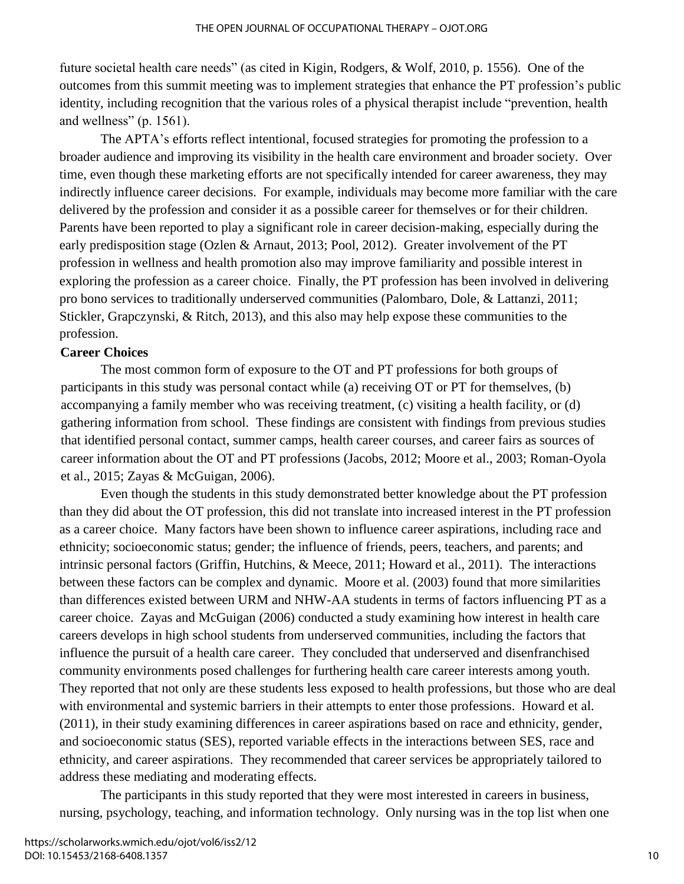future societal health care needs" (as cited in Kigin, Rodgers, & Wolf, 2010, p. 1556). One of the outcomes from this summit meeting was to implement strategies that enhance the PT profession's public identity, including recognition that the various roles of a physical therapist include "prevention, health and wellness" (p. 1561).

The APTA's efforts reflect intentional, focused strategies for promoting the profession to a broader audience and improving its visibility in the health care environment and broader society. Over time, even though these marketing efforts are not specifically intended for career awareness, they may indirectly influence career decisions. For example, individuals may become more familiar with the care delivered by the profession and consider it as a possible career for themselves or for their children. Parents have been reported to play a significant role in career decision-making, especially during the early predisposition stage (Ozlen & Arnaut, 2013; Pool, 2012). Greater involvement of the PT profession in wellness and health promotion also may improve familiarity and possible interest in exploring the profession as a career choice. Finally, the PT profession has been involved in delivering pro bono services to traditionally underserved communities (Palombaro, Dole, & Lattanzi, 2011; Stickler, Grapczynski, & Ritch, 2013), and this also may help expose these communities to the profession.

**Career Choices**

The most common form of exposure to the OT and PT professions for both groups of participants in this study was personal contact while (a) receiving OT or PT for themselves, (b) accompanying a family member who was receiving treatment, (c) visiting a health facility, or (d) gathering information from school. These findings are consistent with findings from previous studies that identified personal contact, summer camps, health career courses, and career fairs as sources of career information about the OT and PT professions (Jacobs, 2012; Moore et al., 2003; Roman-Oyola et al., 2015; Zayas & McGuigan, 2006).

Even though the students in this study demonstrated better knowledge about the PT profession than they did about the OT profession, this did not translate into increased interest in the PT profession as a career choice. Many factors have been shown to influence career aspirations, including race and ethnicity; socioeconomic status; gender; the influence of friends, peers, teachers, and parents; and intrinsic personal factors (Griffin, Hutchins, & Meece, 2011; Howard et al., 2011). The interactions between these factors can be complex and dynamic. Moore et al. (2003) found that more similarities than differences existed between URM and NHW-AA students in terms of factors influencing PT as a career choice. Zayas and McGuigan (2006) conducted a study examining how interest in health care careers develops in high school students from underserved communities, including the factors that influence the pursuit of a health care career. They concluded that underserved and disenfranchised community environments posed challenges for furthering health care career interests among youth. They reported that not only are these students less exposed to health professions, but those who are deal with environmental and systemic barriers in their attempts to enter those professions. Howard et al. (2011), in their study examining differences in career aspirations based on race and ethnicity, gender, and socioeconomic status (SES), reported variable effects in the interactions between SES, race and ethnicity, and career aspirations. They recommended that career services be appropriately tailored to address these mediating and moderating effects.

The participants in this study reported that they were most interested in careers in business, nursing, psychology, teaching, and information technology. Only nursing was in the top list when one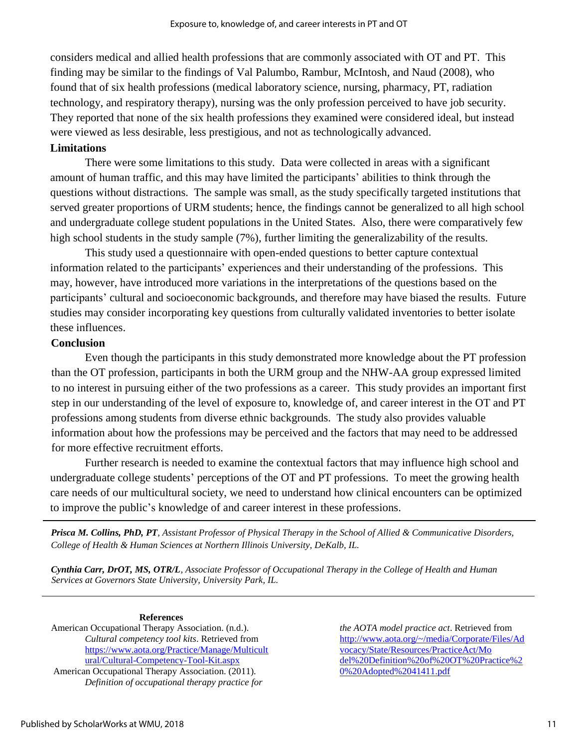considers medical and allied health professions that are commonly associated with OT and PT. This finding may be similar to the findings of Val Palumbo, Rambur, McIntosh, and Naud (2008), who found that of six health professions (medical laboratory science, nursing, pharmacy, PT, radiation technology, and respiratory therapy), nursing was the only profession perceived to have job security. They reported that none of the six health professions they examined were considered ideal, but instead were viewed as less desirable, less prestigious, and not as technologically advanced.

## Limitations

There were some limitations to this study. Data were collected in areas with a significant amount of human traffic, and this may have limited the participants' abilities to think through the questions without distractions. The sample was small, as the study specifically targeted institutions that served greater proportions of URM students; hence, the findings cannot be generalized to all high school and undergraduate college student populations in the United States. Also, there were comparatively few high school students in the study sample (7%), further limiting the generalizability of the results.

This study used a questionnaire with open-ended questions to better capture contextual information related to the participants' experiences and their understanding of the professions. This may, however, have introduced more variations in the interpretations of the questions based on the participants' cultural and socioeconomic backgrounds, and therefore may have biased the results. Future studies may consider incorporating key questions from culturally validated inventories to better isolate these influences.

## Conclusion

Even though the participants in this study demonstrated more knowledge about the PT profession than the OT profession, participants in both the URM group and the NHW-AA group expressed limited to no interest in pursuing either of the two professions as a career. This study provides an important first step in our understanding of the level of exposure to, knowledge of, and career interest in the OT and PT professions among students from diverse ethnic backgrounds. The study also provides valuable information about how the professions may be perceived and the factors that may need to be addressed for more effective recruitment efforts.

Further research is needed to examine the contextual factors that may influence high school and undergraduate college students' perceptions of the OT and PT professions. To meet the growing health care needs of our multicultural society, we need to understand how clinical encounters can be optimized to improve the public's knowledge of and career interest in these professions.

---

***Prisca M. Collins, PhD, PT****, Assistant Professor of Physical Therapy in the School of Allied & Communicative Disorders, College of Health & Human Sciences at Northern Illinois University, DeKalb, IL.*

***Cynthia Carr, DrOT, MS, OTR/L****, Associate Professor of Occupational Therapy in the College of Health and Human Services at Governors State University, University Park, IL.*

---

**References**

American Occupational Therapy Association. (n.d.). *Cultural competency tool kits*. Retrieved from https://www.aota.org/Practice/Manage/Multicultural/Cultural-Competency-Tool-Kit.aspx

American Occupational Therapy Association. (2011). *Definition of occupational therapy practice for the AOTA model practice act*. Retrieved from http://www.aota.org/~/media/Corporate/Files/Advocacy/State/Resources/PracticeAct/Model%20Definition%20of%20OT%20Practice%20%20Adopted%2041411.pdf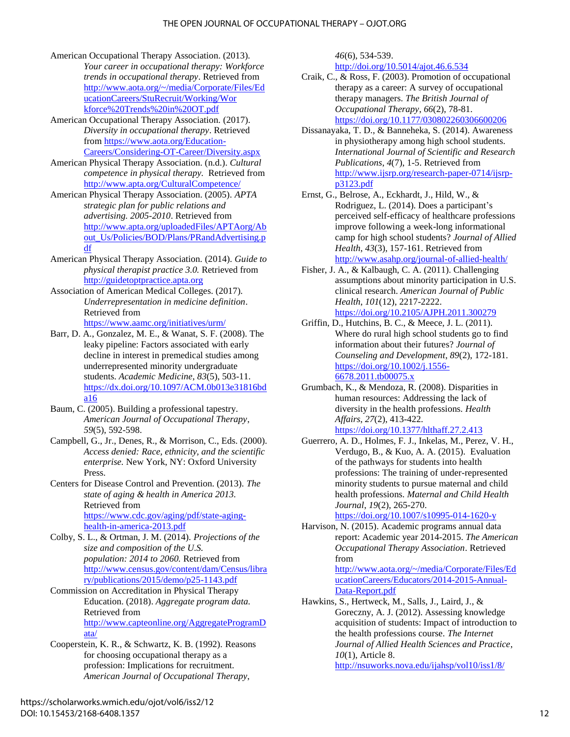American Occupational Therapy Association. (2013). *Your career in occupational therapy: Workforce trends in occupational therapy*. Retrieved from http://www.aota.org/~/media/Corporate/Files/EducationCareers/StuRecruit/Working/Workforce%20Trends%20in%20OT.pdf

American Occupational Therapy Association. (2017). *Diversity in occupational therapy*. Retrieved from https://www.aota.org/Education-Careers/Considering-OT-Career/Diversity.aspx

American Physical Therapy Association. (n.d.). *Cultural competence in physical therapy.* Retrieved from http://www.apta.org/CulturalCompetence/

American Physical Therapy Association. (2005). *APTA strategic plan for public relations and advertising. 2005-2010*. Retrieved from http://www.apta.org/uploadedFiles/APTAorg/About_Us/Policies/BOD/Plans/PRandAdvertising.pdf

American Physical Therapy Association. (2014). *Guide to physical therapist practice 3.0.* Retrieved from http://guidetoptpractice.apta.org

Association of American Medical Colleges. (2017). *Underrepresentation in medicine definition*. Retrieved from https://www.aamc.org/initiatives/urm/

Barr, D. A., Gonzalez, M. E., & Wanat, S. F. (2008). The leaky pipeline: Factors associated with early decline in interest in premedical studies among underrepresented minority undergraduate students. *Academic Medicine*, *83*(5), 503-11. https://dx.doi.org/10.1097/ACM.0b013e31816bda16

Baum, C. (2005). Building a professional tapestry. *American Journal of Occupational Therapy*, *59*(5), 592-598.

Campbell, G., Jr., Denes, R., & Morrison, C., Eds. (2000). *Access denied: Race, ethnicity, and the scientific enterprise.* New York, NY: Oxford University Press.

Centers for Disease Control and Prevention. (2013). *The state of aging & health in America 2013.* Retrieved from https://www.cdc.gov/aging/pdf/state-aging-health-in-america-2013.pdf

Colby, S. L., & Ortman, J. M. (2014). *Projections of the size and composition of the U.S. population: 2014 to 2060.* Retrieved from http://www.census.gov/content/dam/Census/library/publications/2015/demo/p25-1143.pdf

Commission on Accreditation in Physical Therapy Education. (2018). *Aggregate program data.* Retrieved from http://www.capteonline.org/AggregateProgramData/

Cooperstein, K. R., & Schwartz, K. B. (1992). Reasons for choosing occupational therapy as a profession: Implications for recruitment. *American Journal of Occupational Therapy*, *46*(6), 534-539. http://doi.org/10.5014/ajot.46.6.534

Craik, C., & Ross, F. (2003). Promotion of occupational therapy as a career: A survey of occupational therapy managers. *The British Journal of Occupational Therapy*, *66*(2), 78-81. https://doi.org/10.1177/030802260306600206

Dissanayaka, T. D., & Banneheka, S. (2014). Awareness in physiotherapy among high school students. *International Journal of Scientific and Research Publications*, *4*(7), 1-5. Retrieved from http://www.ijsrp.org/research-paper-0714/ijsrp-p3123.pdf

Ernst, G., Belrose, A., Eckhardt, J., Hild, W., & Rodriguez, L. (2014). Does a participant's perceived self-efficacy of healthcare professions improve following a week-long informational camp for high school students? *Journal of Allied Health*, *43*(3), 157-161. Retrieved from http://www.asahp.org/journal-of-allied-health/

Fisher, J. A., & Kalbaugh, C. A. (2011). Challenging assumptions about minority participation in U.S. clinical research. *American Journal of Public Health*, *101*(12), 2217-2222. https://doi.org/10.2105/AJPH.2011.300279

Griffin, D., Hutchins, B. C., & Meece, J. L. (2011). Where do rural high school students go to find information about their futures? *Journal of Counseling and Development*, *89*(2), 172-181. https://doi.org/10.1002/j.1556-6678.2011.tb00075.x

Grumbach, K., & Mendoza, R. (2008). Disparities in human resources: Addressing the lack of diversity in the health professions. *Health Affairs*, *27*(2), 413-422. https://doi.org/10.1377/hlthaff.27.2.413

Guerrero, A. D., Holmes, F. J., Inkelas, M., Perez, V. H., Verdugo, B., & Kuo, A. A. (2015). Evaluation of the pathways for students into health professions: The training of under-represented minority students to pursue maternal and child health professions. *Maternal and Child Health Journal*, *19*(2), 265-270. https://doi.org/10.1007/s10995-014-1620-y

Harvison, N. (2015). Academic programs annual data report: Academic year 2014-2015. *The American Occupational Therapy Association*. Retrieved from http://www.aota.org/~/media/Corporate/Files/EducationCareers/Educators/2014-2015-Annual-Data-Report.pdf

Hawkins, S., Hertweck, M., Salls, J., Laird, J., & Goreczny, A. J. (2012). Assessing knowledge acquisition of students: Impact of introduction to the health professions course. *The Internet Journal of Allied Health Sciences and Practice*, *10*(1), Article 8. http://nsuworks.nova.edu/ijahsp/vol10/iss1/8/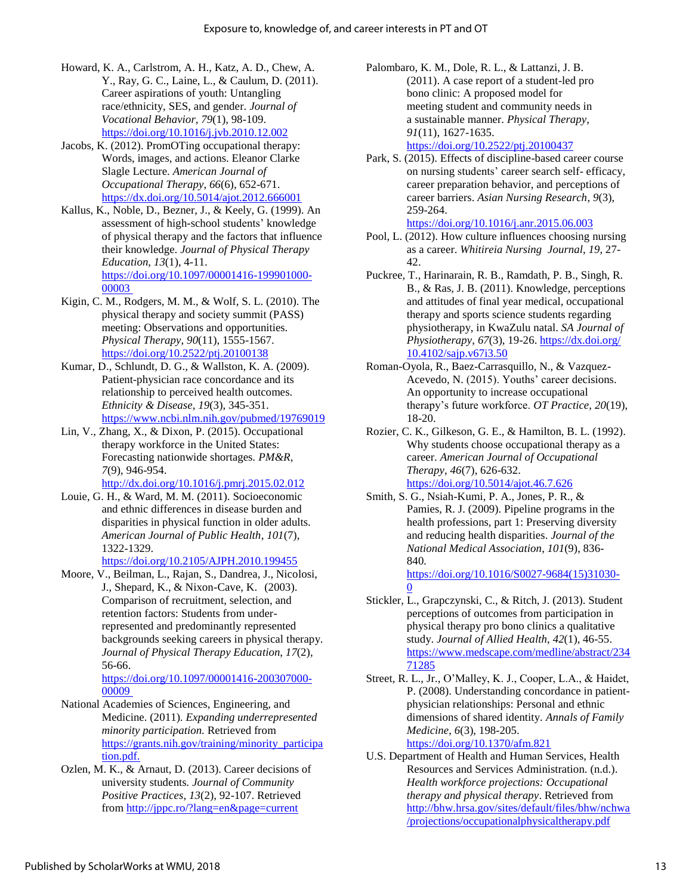Howard, K. A., Carlstrom, A. H., Katz, A. D., Chew, A. Y., Ray, G. C., Laine, L., & Caulum, D. (2011). Career aspirations of youth: Untangling race/ethnicity, SES, and gender. *Journal of Vocational Behavior*, *79*(1), 98-109. https://doi.org/10.1016/j.jvb.2010.12.002

Jacobs, K. (2012). PromOTing occupational therapy: Words, images, and actions. Eleanor Clarke Slagle Lecture. *American Journal of Occupational Therapy*, *66*(6), 652-671. https://dx.doi.org/10.5014/ajot.2012.666001

Kallus, K., Noble, D., Bezner, J., & Keely, G. (1999). An assessment of high-school students' knowledge of physical therapy and the factors that influence their knowledge. *Journal of Physical Therapy Education*, *13*(1), 4-11. https://doi.org/10.1097/00001416-199901000-00003

Kigin, C. M., Rodgers, M. M., & Wolf, S. L. (2010). The physical therapy and society summit (PASS) meeting: Observations and opportunities. *Physical Therapy*, *90*(11), 1555-1567. https://doi.org/10.2522/ptj.20100138

Kumar, D., Schlundt, D. G., & Wallston, K. A. (2009). Patient-physician race concordance and its relationship to perceived health outcomes. *Ethnicity & Disease*, *19*(3), 345-351. https://www.ncbi.nlm.nih.gov/pubmed/19769019

Lin, V., Zhang, X., & Dixon, P. (2015). Occupational therapy workforce in the United States: Forecasting nationwide shortages. *PM&R*, *7*(9), 946-954. http://dx.doi.org/10.1016/j.pmrj.2015.02.012

Louie, G. H., & Ward, M. M. (2011). Socioeconomic and ethnic differences in disease burden and disparities in physical function in older adults. *American Journal of Public Health*, *101*(7), 1322-1329. https://doi.org/10.2105/AJPH.2010.199455

Moore, V., Beilman, L., Rajan, S., Dandrea, J., Nicolosi, J., Shepard, K., & Nixon-Cave, K. (2003). Comparison of recruitment, selection, and retention factors: Students from under-represented and predominantly represented backgrounds seeking careers in physical therapy. *Journal of Physical Therapy Education*, *17*(2), 56-66. https://doi.org/10.1097/00001416-200307000-00009

National Academies of Sciences, Engineering, and Medicine. (2011). *Expanding underrepresented minority participation.* Retrieved from https://grants.nih.gov/training/minority_participation.pdf.

Ozlen, M. K., & Arnaut, D. (2013). Career decisions of university students. *Journal of Community Positive Practices*, *13*(2), 92-107. Retrieved from http://jppc.ro/?lang=en&page=current

Palombaro, K. M., Dole, R. L., & Lattanzi, J. B. (2011). A case report of a student-led pro bono clinic: A proposed model for meeting student and community needs in a sustainable manner. *Physical Therapy*, *91*(11), 1627-1635. https://doi.org/10.2522/ptj.20100437

Park, S. (2015). Effects of discipline-based career course on nursing students' career search self- efficacy, career preparation behavior, and perceptions of career barriers. *Asian Nursing Research*, *9*(3), 259-264. https://doi.org/10.1016/j.anr.2015.06.003

Pool, L. (2012). How culture influences choosing nursing as a career. *Whitireia Nursing Journal*, *19,* 27-42.

Puckree, T., Harinarain, R. B., Ramdath, P. B., Singh, R. B., & Ras, J. B. (2011). Knowledge, perceptions and attitudes of final year medical, occupational therapy and sports science students regarding physiotherapy, in KwaZulu natal. *SA Journal of Physiotherapy*, *67*(3), 19-26. https://dx.doi.org/10.4102/sajp.v67i3.50

Roman-Oyola, R., Baez-Carrasquillo, N., & Vazquez-Acevedo, N. (2015). Youths' career decisions. An opportunity to increase occupational therapy's future workforce. *OT Practice*, *20*(19), 18-20.

Rozier, C. K., Gilkeson, G. E., & Hamilton, B. L. (1992). Why students choose occupational therapy as a career. *American Journal of Occupational Therapy*, *46*(7), 626-632. https://doi.org/10.5014/ajot.46.7.626

Smith, S. G., Nsiah-Kumi, P. A., Jones, P. R., & Pamies, R. J. (2009). Pipeline programs in the health professions, part 1: Preserving diversity and reducing health disparities. *Journal of the National Medical Association*, *101*(9), 836-840. https://doi.org/10.1016/S0027-9684(15)31030-0

Stickler, L., Grapczynski, C., & Ritch, J. (2013). Student perceptions of outcomes from participation in physical therapy pro bono clinics a qualitative study. *Journal of Allied Health*, *42*(1), 46-55. https://www.medscape.com/medline/abstract/23471285

Street, R. L., Jr., O'Malley, K. J., Cooper, L.A., & Haidet, P. (2008). Understanding concordance in patient-physician relationships: Personal and ethnic dimensions of shared identity. *Annals of Family Medicine*, *6*(3), 198-205. https://doi.org/10.1370/afm.821

U.S. Department of Health and Human Services, Health Resources and Services Administration. (n.d.). *Health workforce projections: Occupational therapy and physical therapy*. Retrieved from http://bhw.hrsa.gov/sites/default/files/bhw/nchwa/projections/occupationalphysicaltherapy.pdf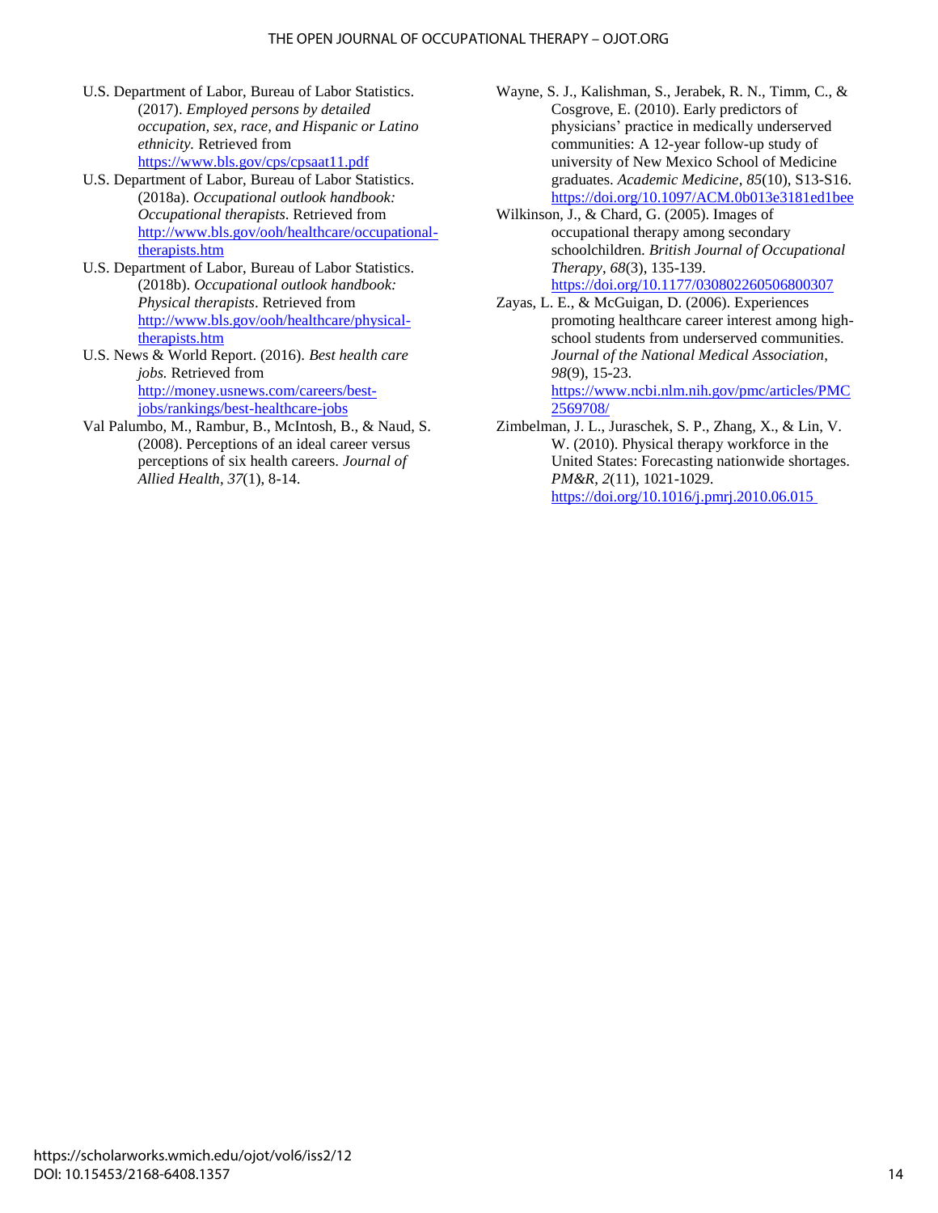U.S. Department of Labor, Bureau of Labor Statistics. (2017). *Employed persons by detailed occupation, sex, race, and Hispanic or Latino ethnicity.* Retrieved from https://www.bls.gov/cps/cpsaat11.pdf

U.S. Department of Labor, Bureau of Labor Statistics. (2018a). *Occupational outlook handbook: Occupational therapists*. Retrieved from http://www.bls.gov/ooh/healthcare/occupational-therapists.htm

U.S. Department of Labor, Bureau of Labor Statistics. (2018b). *Occupational outlook handbook: Physical therapists*. Retrieved from http://www.bls.gov/ooh/healthcare/physical-therapists.htm

U.S. News & World Report. (2016). *Best health care jobs.* Retrieved from http://money.usnews.com/careers/best-jobs/rankings/best-healthcare-jobs

Val Palumbo, M., Rambur, B., McIntosh, B., & Naud, S. (2008). Perceptions of an ideal career versus perceptions of six health careers. *Journal of Allied Health*, *37*(1), 8-14.

Wayne, S. J., Kalishman, S., Jerabek, R. N., Timm, C., & Cosgrove, E. (2010). Early predictors of physicians' practice in medically underserved communities: A 12-year follow-up study of university of New Mexico School of Medicine graduates. *Academic Medicine*, *85*(10), S13-S16. https://doi.org/10.1097/ACM.0b013e3181ed1bee

Wilkinson, J., & Chard, G. (2005). Images of occupational therapy among secondary schoolchildren. *British Journal of Occupational Therapy*, *68*(3), 135-139. https://doi.org/10.1177/030802260506800307

Zayas, L. E., & McGuigan, D. (2006). Experiences promoting healthcare career interest among high-school students from underserved communities. *Journal of the National Medical Association*, *98*(9), 15-23. https://www.ncbi.nlm.nih.gov/pmc/articles/PMC2569708/

Zimbelman, J. L., Juraschek, S. P., Zhang, X., & Lin, V. W. (2010). Physical therapy workforce in the United States: Forecasting nationwide shortages. *PM&R*, *2*(11), 1021-1029. https://doi.org/10.1016/j.pmrj.2010.06.015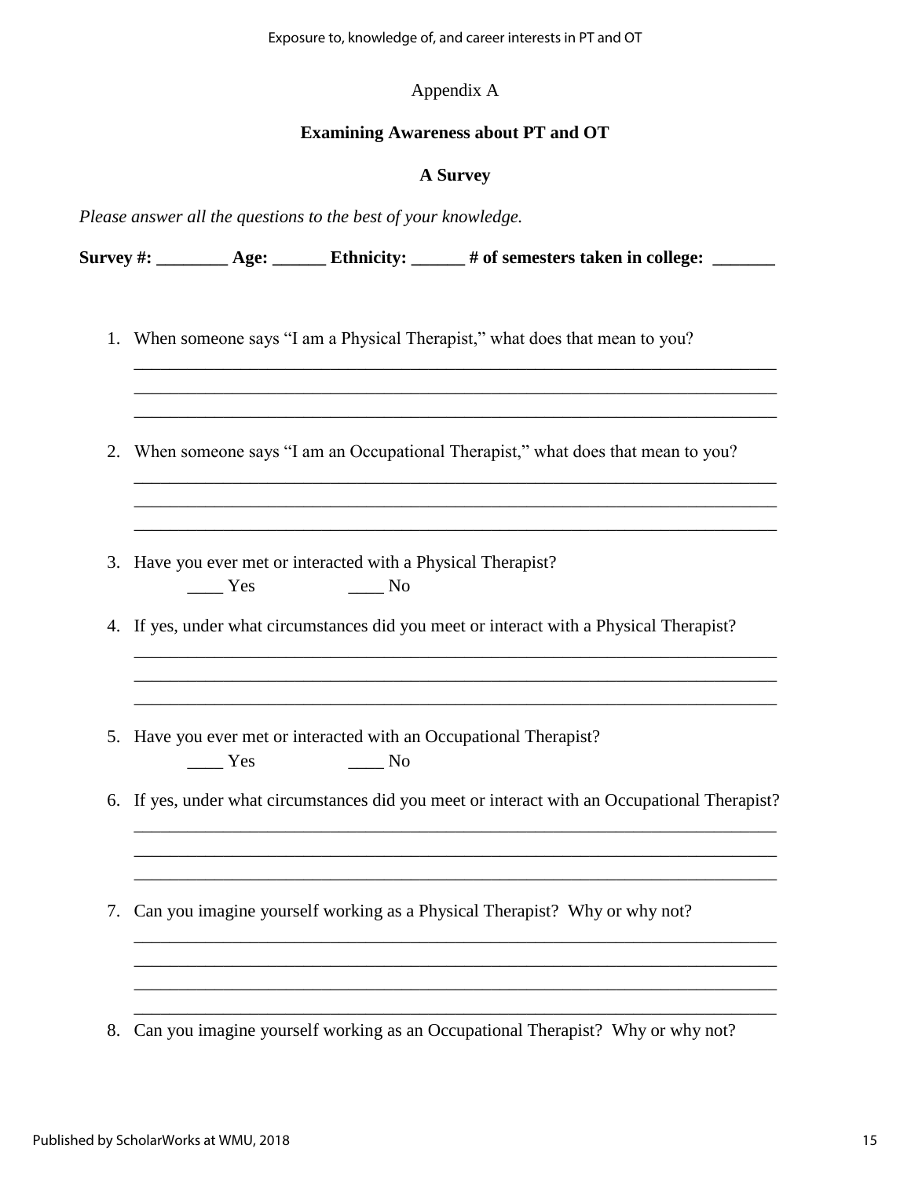Appendix A

**Examining Awareness about PT and OT**

**A Survey**

*Please answer all the questions to the best of your knowledge.*

**Survey #: ________ Age: ______ Ethnicity: ______ # of semesters taken in college: _______**

1. When someone says "I am a Physical Therapist," what does that mean to you?
   ___________________________________________________________________________
   ___________________________________________________________________________
   ___________________________________________________________________________

2. When someone says "I am an Occupational Therapist," what does that mean to you?
   ___________________________________________________________________________
   ___________________________________________________________________________
   ___________________________________________________________________________

3. Have you ever met or interacted with a Physical Therapist?
   ____ Yes ____ No

4. If yes, under what circumstances did you meet or interact with a Physical Therapist?
   ___________________________________________________________________________
   ___________________________________________________________________________
   ___________________________________________________________________________

5. Have you ever met or interacted with an Occupational Therapist?
   ____ Yes ____ No

6. If yes, under what circumstances did you meet or interact with an Occupational Therapist?
   ___________________________________________________________________________
   ___________________________________________________________________________
   ___________________________________________________________________________

7. Can you imagine yourself working as a Physical Therapist? Why or why not?
   ___________________________________________________________________________
   ___________________________________________________________________________
   ___________________________________________________________________________
   ___________________________________________________________________________

8. Can you imagine yourself working as an Occupational Therapist? Why or why not?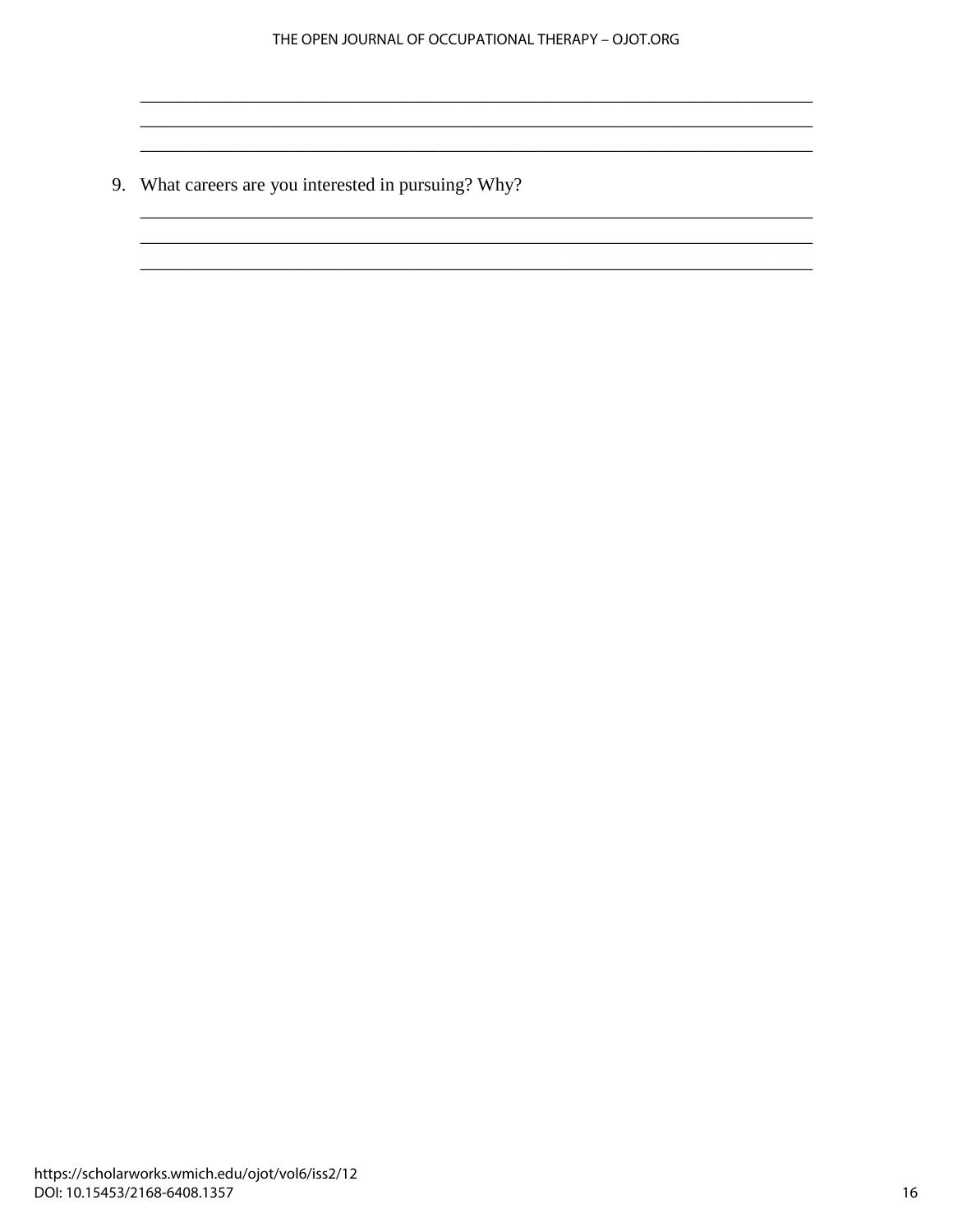\_\_\_\_\_\_\_\_\_\_\_\_\_\_\_\_\_\_\_\_\_\_\_\_\_\_\_\_\_\_\_\_\_\_\_\_\_\_\_\_\_\_\_\_\_\_\_\_\_\_\_\_\_\_\_\_\_\_\_\_\_\_\_\_\_\_\_\_\_\_\_\_\_\_\_\_

\_\_\_\_\_\_\_\_\_\_\_\_\_\_\_\_\_\_\_\_\_\_\_\_\_\_\_\_\_\_\_\_\_\_\_\_\_\_\_\_\_\_\_\_\_\_\_\_\_\_\_\_\_\_\_\_\_\_\_\_\_\_\_\_\_\_\_\_\_\_\_\_\_\_\_\_

\_\_\_\_\_\_\_\_\_\_\_\_\_\_\_\_\_\_\_\_\_\_\_\_\_\_\_\_\_\_\_\_\_\_\_\_\_\_\_\_\_\_\_\_\_\_\_\_\_\_\_\_\_\_\_\_\_\_\_\_\_\_\_\_\_\_\_\_\_\_\_\_\_\_\_\_

9. What careers are you interested in pursuing? Why?

\_\_\_\_\_\_\_\_\_\_\_\_\_\_\_\_\_\_\_\_\_\_\_\_\_\_\_\_\_\_\_\_\_\_\_\_\_\_\_\_\_\_\_\_\_\_\_\_\_\_\_\_\_\_\_\_\_\_\_\_\_\_\_\_\_\_\_\_\_\_\_\_\_\_\_\_

\_\_\_\_\_\_\_\_\_\_\_\_\_\_\_\_\_\_\_\_\_\_\_\_\_\_\_\_\_\_\_\_\_\_\_\_\_\_\_\_\_\_\_\_\_\_\_\_\_\_\_\_\_\_\_\_\_\_\_\_\_\_\_\_\_\_\_\_\_\_\_\_\_\_\_\_

\_\_\_\_\_\_\_\_\_\_\_\_\_\_\_\_\_\_\_\_\_\_\_\_\_\_\_\_\_\_\_\_\_\_\_\_\_\_\_\_\_\_\_\_\_\_\_\_\_\_\_\_\_\_\_\_\_\_\_\_\_\_\_\_\_\_\_\_\_\_\_\_\_\_\_\_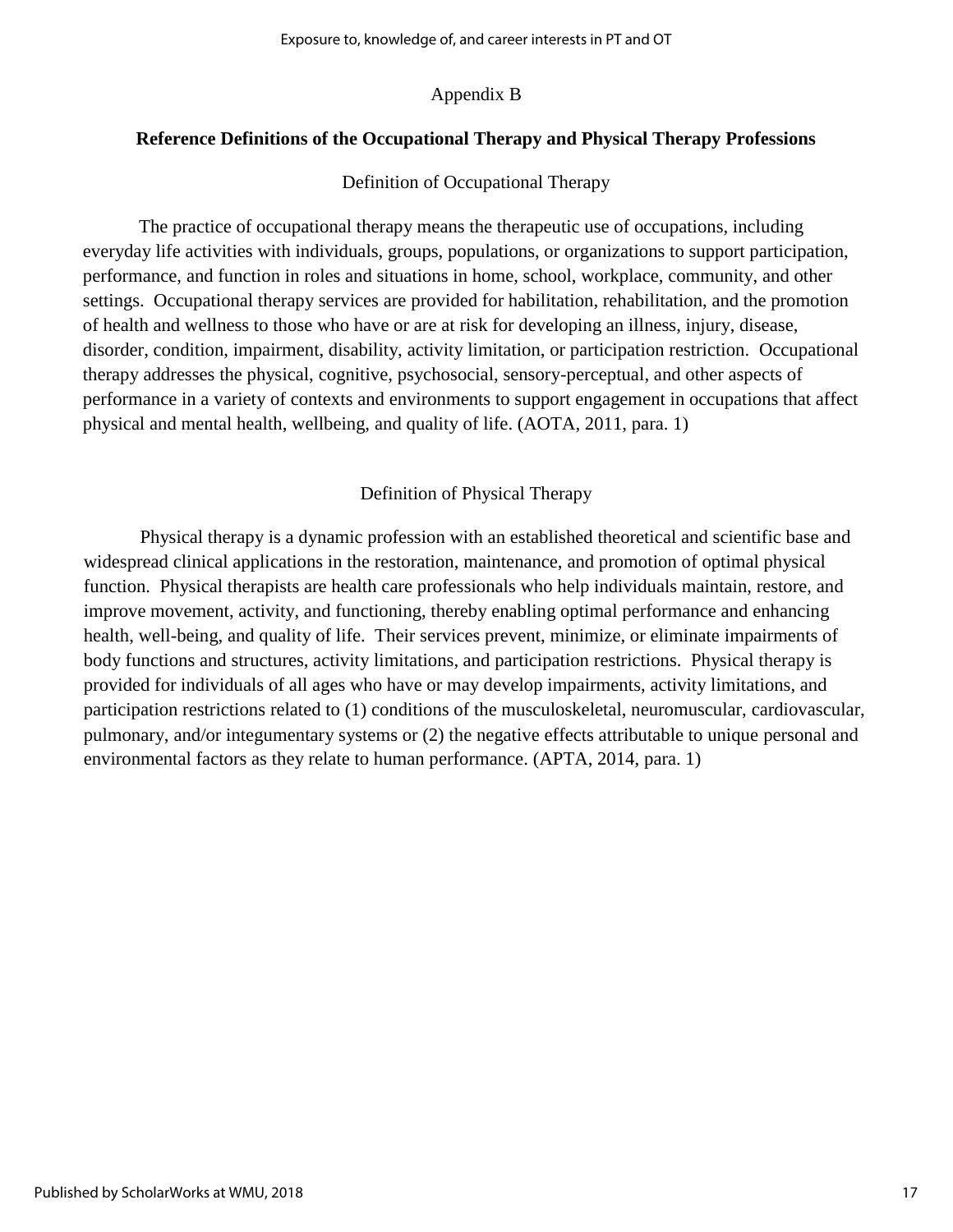## Appendix B

### Reference Definitions of the Occupational Therapy and Physical Therapy Professions

#### Definition of Occupational Therapy

The practice of occupational therapy means the therapeutic use of occupations, including everyday life activities with individuals, groups, populations, or organizations to support participation, performance, and function in roles and situations in home, school, workplace, community, and other settings. Occupational therapy services are provided for habilitation, rehabilitation, and the promotion of health and wellness to those who have or are at risk for developing an illness, injury, disease, disorder, condition, impairment, disability, activity limitation, or participation restriction. Occupational therapy addresses the physical, cognitive, psychosocial, sensory-perceptual, and other aspects of performance in a variety of contexts and environments to support engagement in occupations that affect physical and mental health, wellbeing, and quality of life. (AOTA, 2011, para. 1)

#### Definition of Physical Therapy

Physical therapy is a dynamic profession with an established theoretical and scientific base and widespread clinical applications in the restoration, maintenance, and promotion of optimal physical function. Physical therapists are health care professionals who help individuals maintain, restore, and improve movement, activity, and functioning, thereby enabling optimal performance and enhancing health, well-being, and quality of life. Their services prevent, minimize, or eliminate impairments of body functions and structures, activity limitations, and participation restrictions. Physical therapy is provided for individuals of all ages who have or may develop impairments, activity limitations, and participation restrictions related to (1) conditions of the musculoskeletal, neuromuscular, cardiovascular, pulmonary, and/or integumentary systems or (2) the negative effects attributable to unique personal and environmental factors as they relate to human performance. (APTA, 2014, para. 1)